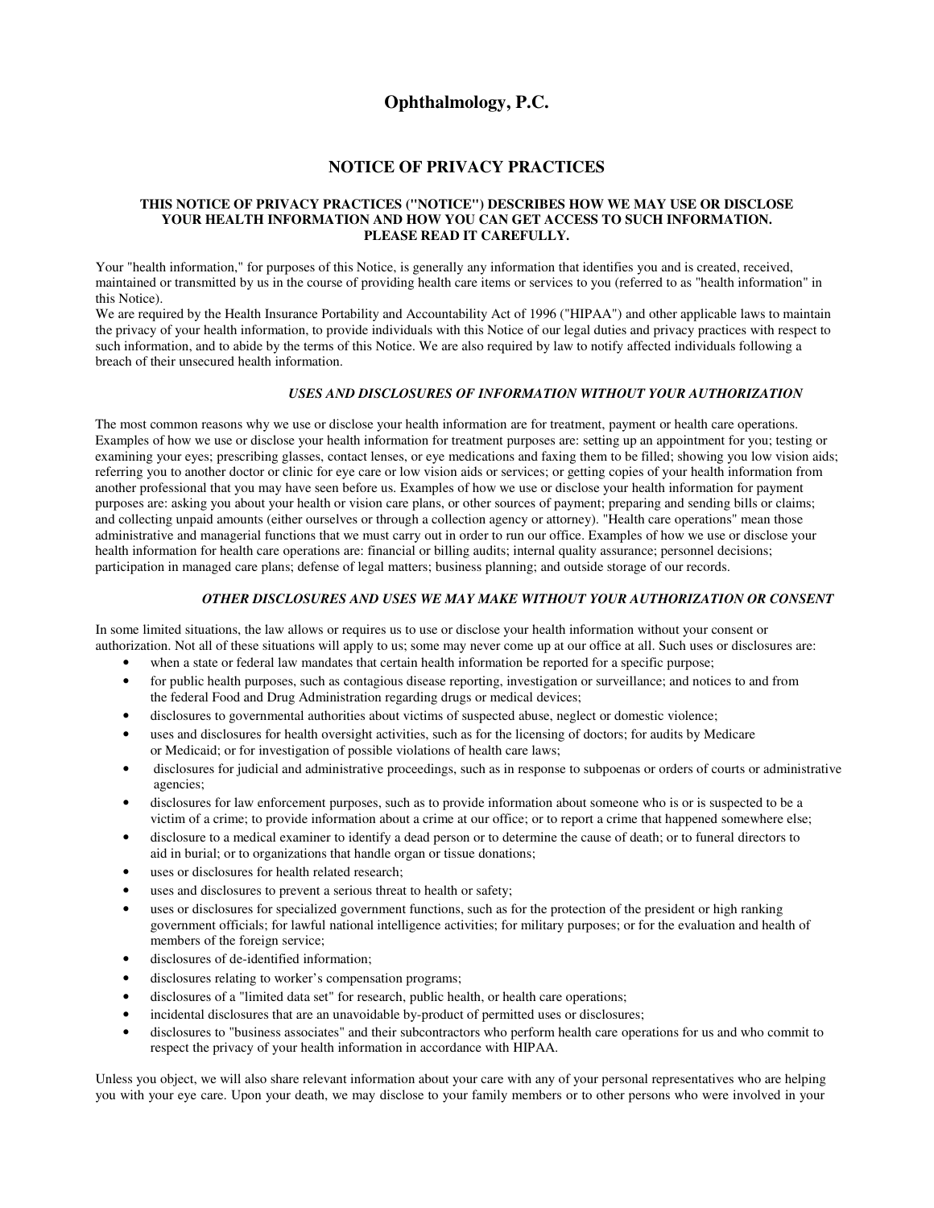# Ophthalmology, P.C.

## NOTICE OF PRIVACY PRACTICES

**THIS NOTICE OF PRIVACY PRACTICES ("NOTICE") DESCRIBES HOW WE MAY USE OR DISCLOSE YOUR HEALTH INFORMATION AND HOW YOU CAN GET ACCESS TO SUCH INFORMATION. PLEASE READ IT CAREFULLY.**

Your "health information," for purposes of this Notice, is generally any information that identifies you and is created, received, maintained or transmitted by us in the course of providing health care items or services to you (referred to as "health information" in this Notice).

We are required by the Health Insurance Portability and Accountability Act of 1996 ("HIPAA") and other applicable laws to maintain the privacy of your health information, to provide individuals with this Notice of our legal duties and privacy practices with respect to such information, and to abide by the terms of this Notice. We are also required by law to notify affected individuals following a breach of their unsecured health information.

### *USES AND DISCLOSURES OF INFORMATION WITHOUT YOUR AUTHORIZATION*

The most common reasons why we use or disclose your health information are for treatment, payment or health care operations. Examples of how we use or disclose your health information for treatment purposes are: setting up an appointment for you; testing or examining your eyes; prescribing glasses, contact lenses, or eye medications and faxing them to be filled; showing you low vision aids; referring you to another doctor or clinic for eye care or low vision aids or services; or getting copies of your health information from another professional that you may have seen before us. Examples of how we use or disclose your health information for payment purposes are: asking you about your health or vision care plans, or other sources of payment; preparing and sending bills or claims; and collecting unpaid amounts (either ourselves or through a collection agency or attorney). "Health care operations" mean those administrative and managerial functions that we must carry out in order to run our office. Examples of how we use or disclose your health information for health care operations are: financial or billing audits; internal quality assurance; personnel decisions; participation in managed care plans; defense of legal matters; business planning; and outside storage of our records.

### *OTHER DISCLOSURES AND USES WE MAY MAKE WITHOUT YOUR AUTHORIZATION OR CONSENT*

In some limited situations, the law allows or requires us to use or disclose your health information without your consent or authorization. Not all of these situations will apply to us; some may never come up at our office at all. Such uses or disclosures are:

- when a state or federal law mandates that certain health information be reported for a specific purpose;
- for public health purposes, such as contagious disease reporting, investigation or surveillance; and notices to and from the federal Food and Drug Administration regarding drugs or medical devices;
- disclosures to governmental authorities about victims of suspected abuse, neglect or domestic violence;
- uses and disclosures for health oversight activities, such as for the licensing of doctors; for audits by Medicare or Medicaid; or for investigation of possible violations of health care laws;
- disclosures for judicial and administrative proceedings, such as in response to subpoenas or orders of courts or administrative agencies;
- disclosures for law enforcement purposes, such as to provide information about someone who is or is suspected to be a victim of a crime; to provide information about a crime at our office; or to report a crime that happened somewhere else;
- disclosure to a medical examiner to identify a dead person or to determine the cause of death; or to funeral directors to aid in burial; or to organizations that handle organ or tissue donations;
- uses or disclosures for health related research;
- uses and disclosures to prevent a serious threat to health or safety;
- uses or disclosures for specialized government functions, such as for the protection of the president or high ranking government officials; for lawful national intelligence activities; for military purposes; or for the evaluation and health of members of the foreign service;
- disclosures of de-identified information;
- disclosures relating to worker's compensation programs;
- disclosures of a "limited data set" for research, public health, or health care operations;
- incidental disclosures that are an unavoidable by-product of permitted uses or disclosures;
- disclosures to "business associates" and their subcontractors who perform health care operations for us and who commit to respect the privacy of your health information in accordance with HIPAA.

Unless you object, we will also share relevant information about your care with any of your personal representatives who are helping you with your eye care. Upon your death, we may disclose to your family members or to other persons who were involved in your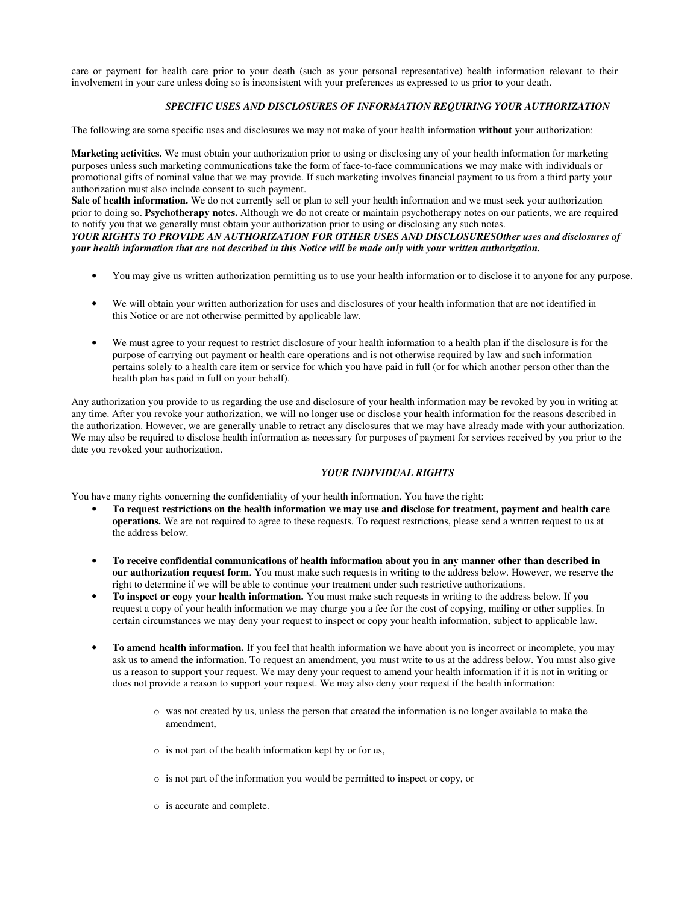care or payment for health care prior to your death (such as your personal representative) health information relevant to their involvement in your care unless doing so is inconsistent with your preferences as expressed to us prior to your death.

### *SPECIFIC USES AND DISCLOSURES OF INFORMATION REQUIRING YOUR AUTHORIZATION*

The following are some specific uses and disclosures we may not make of your health information **without** your authorization:

**Marketing activities.** We must obtain your authorization prior to using or disclosing any of your health information for marketing purposes unless such marketing communications take the form of face-to-face communications we may make with individuals or promotional gifts of nominal value that we may provide. If such marketing involves financial payment to us from a third party your authorization must also include consent to such payment.
**Sale of health information.** We do not currently sell or plan to sell your health information and we must seek your authorization prior to doing so. **Psychotherapy notes.** Although we do not create or maintain psychotherapy notes on our patients, we are required to notify you that we generally must obtain your authorization prior to using or disclosing any such notes.
***YOUR RIGHTS TO PROVIDE AN AUTHORIZATION FOR OTHER USES AND DISCLOSURESOther uses and disclosures of your health information that are not described in this Notice will be made only with your written authorization.***

- You may give us written authorization permitting us to use your health information or to disclose it to anyone for any purpose.

- We will obtain your written authorization for uses and disclosures of your health information that are not identified in this Notice or are not otherwise permitted by applicable law.

- We must agree to your request to restrict disclosure of your health information to a health plan if the disclosure is for the purpose of carrying out payment or health care operations and is not otherwise required by law and such information pertains solely to a health care item or service for which you have paid in full (or for which another person other than the health plan has paid in full on your behalf).

Any authorization you provide to us regarding the use and disclosure of your health information may be revoked by you in writing at any time. After you revoke your authorization, we will no longer use or disclose your health information for the reasons described in the authorization. However, we are generally unable to retract any disclosures that we may have already made with your authorization. We may also be required to disclose health information as necessary for purposes of payment for services received by you prior to the date you revoked your authorization.

### *YOUR INDIVIDUAL RIGHTS*

You have many rights concerning the confidentiality of your health information. You have the right:

- **To request restrictions on the health information we may use and disclose for treatment, payment and health care operations.** We are not required to agree to these requests. To request restrictions, please send a written request to us at the address below.

- **To receive confidential communications of health information about you in any manner other than described in our authorization request form**. You must make such requests in writing to the address below. However, we reserve the right to determine if we will be able to continue your treatment under such restrictive authorizations.
- **To inspect or copy your health information.** You must make such requests in writing to the address below. If you request a copy of your health information we may charge you a fee for the cost of copying, mailing or other supplies. In certain circumstances we may deny your request to inspect or copy your health information, subject to applicable law.

- **To amend health information.** If you feel that health information we have about you is incorrect or incomplete, you may ask us to amend the information. To request an amendment, you must write to us at the address below. You must also give us a reason to support your request. We may deny your request to amend your health information if it is not in writing or does not provide a reason to support your request. We may also deny your request if the health information:

  - was not created by us, unless the person that created the information is no longer available to make the amendment,

  - is not part of the health information kept by or for us,

  - is not part of the information you would be permitted to inspect or copy, or

  - is accurate and complete.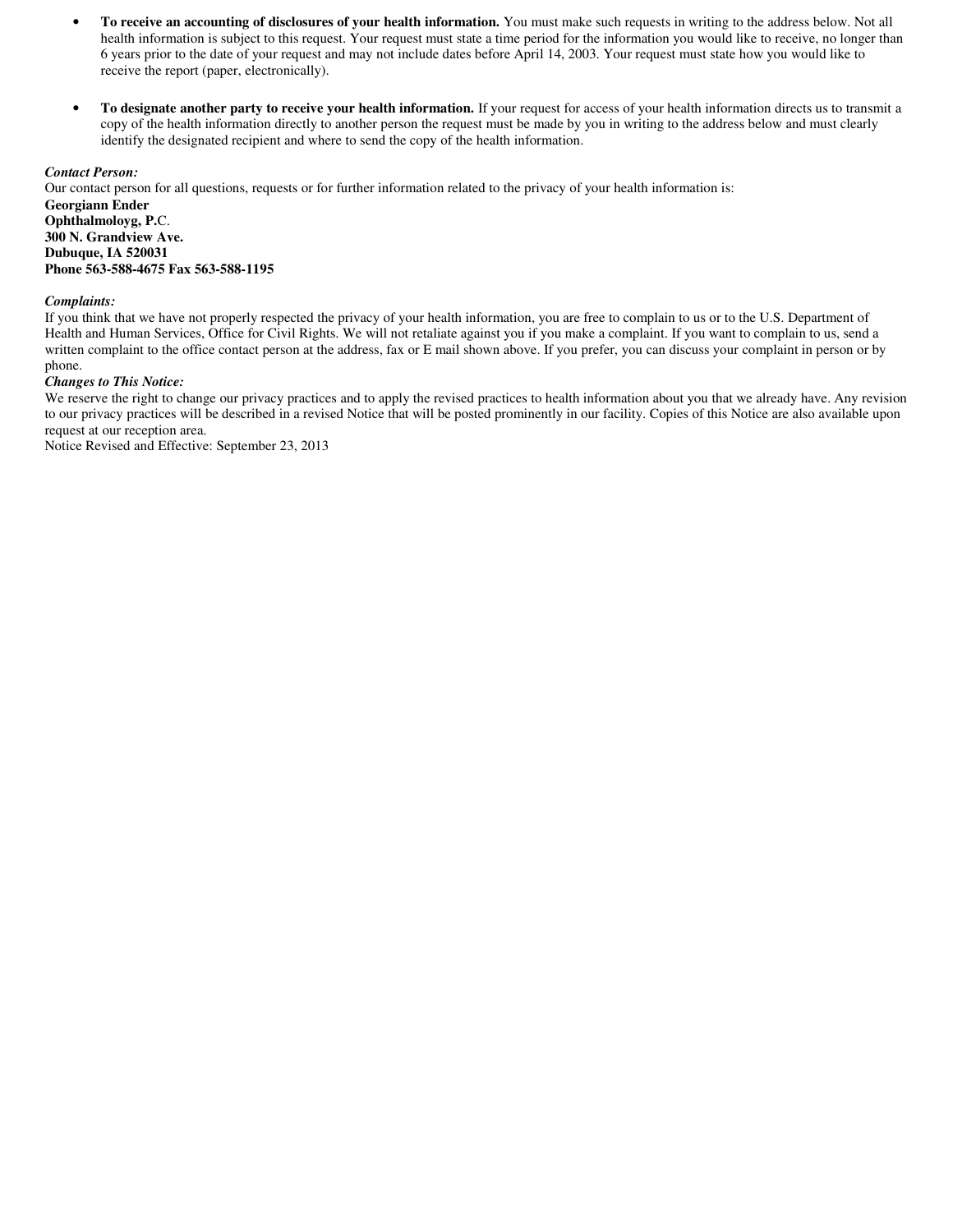- **To receive an accounting of disclosures of your health information.** You must make such requests in writing to the address below. Not all health information is subject to this request. Your request must state a time period for the information you would like to receive, no longer than 6 years prior to the date of your request and may not include dates before April 14, 2003. Your request must state how you would like to receive the report (paper, electronically).

- **To designate another party to receive your health information.** If your request for access of your health information directs us to transmit a copy of the health information directly to another person the request must be made by you in writing to the address below and must clearly identify the designated recipient and where to send the copy of the health information.

***Contact Person:***
Our contact person for all questions, requests or for further information related to the privacy of your health information is:
**Georgiann Ender**
**Ophthalmoloyg, P.**C.
**300 N. Grandview Ave.**
**Dubuque, IA 520031**
**Phone 563-588-4675 Fax 563-588-1195**

***Complaints:***
If you think that we have not properly respected the privacy of your health information, you are free to complain to us or to the U.S. Department of Health and Human Services, Office for Civil Rights. We will not retaliate against you if you make a complaint. If you want to complain to us, send a written complaint to the office contact person at the address, fax or E mail shown above. If you prefer, you can discuss your complaint in person or by phone.

***Changes to This Notice:***
We reserve the right to change our privacy practices and to apply the revised practices to health information about you that we already have. Any revision to our privacy practices will be described in a revised Notice that will be posted prominently in our facility. Copies of this Notice are also available upon request at our reception area.
Notice Revised and Effective: September 23, 2013